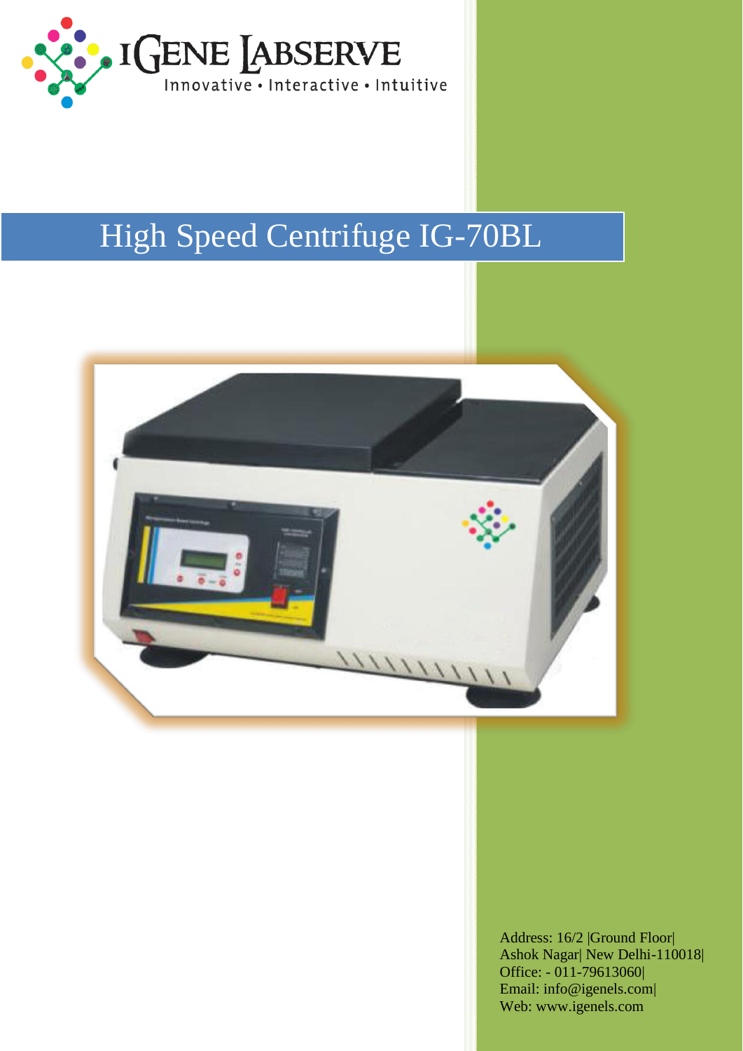IGENE LABSERVE

Innovative • Interactive • Intuitive

# High Speed Centrifuge IG-70BL

Address: 16/2 |Ground Floor|
Ashok Nagar| New Delhi-110018|
Office: - 011-79613060|
Email: info@igenels.com|
Web: www.igenels.com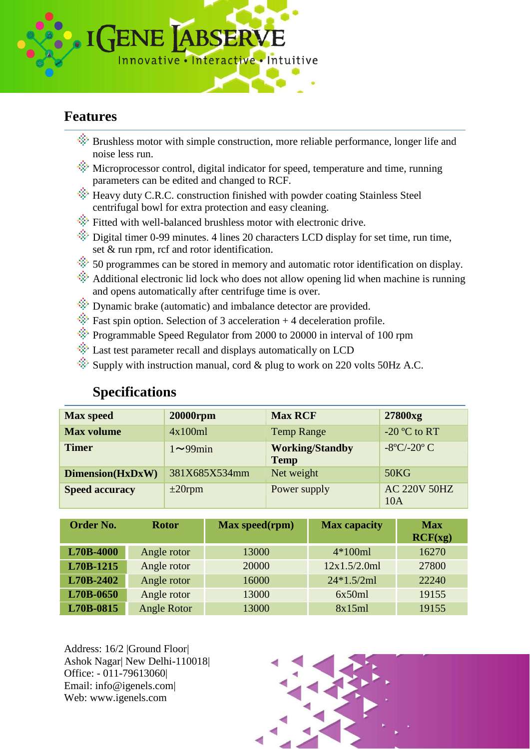## Features

- Brushless motor with simple construction, more reliable performance, longer life and noise less run.
- Microprocessor control, digital indicator for speed, temperature and time, running parameters can be edited and changed to RCF.
- Heavy duty C.R.C. construction finished with powder coating Stainless Steel centrifugal bowl for extra protection and easy cleaning.
- Fitted with well-balanced brushless motor with electronic drive.
- Digital timer 0-99 minutes. 4 lines 20 characters LCD display for set time, run time, set & run rpm, rcf and rotor identification.
- 50 programmes can be stored in memory and automatic rotor identification on display.
- Additional electronic lid lock who does not allow opening lid when machine is running and opens automatically after centrifuge time is over.
- Dynamic brake (automatic) and imbalance detector are provided.
- Fast spin option. Selection of 3 acceleration + 4 deceleration profile.
- Programmable Speed Regulator from 2000 to 20000 in interval of 100 rpm
- Last test parameter recall and displays automatically on LCD
- Supply with instruction manual, cord & plug to work on 220 volts 50Hz A.C.

## Specifications

| | | | |
|---|---|---|---|
| **Max speed** | **20000rpm** | **Max RCF** | **27800xg** |
| **Max volume** | 4x100ml | Temp Range | -20 ºC to RT |
| **Timer** | 1～99min | **Working/Standby Temp** | -8ºC/-20º C |
| **Dimension(HxDxW)** | 381X685X534mm | Net weight | 50KG |
| **Speed accuracy** | ±20rpm | Power supply | AC 220V 50HZ 10A |

| Order No. | Rotor | Max speed(rpm) | Max capacity | Max RCF(xg) |
|---|---|---|---|---|
| **L70B-4000** | Angle rotor | 13000 | 4*100ml | 16270 |
| **L70B-1215** | Angle rotor | 20000 | 12x1.5/2.0ml | 27800 |
| **L70B-2402** | Angle rotor | 16000 | 24*1.5/2ml | 22240 |
| **L70B-0650** | Angle rotor | 13000 | 6x50ml | 19155 |
| **L70B-0815** | Angle Rotor | 13000 | 8x15ml | 19155 |

Address: 16/2 |Ground Floor|
Ashok Nagar| New Delhi-110018|
Office: - 011-79613060|
Email: info@igenels.com|
Web: www.igenels.com